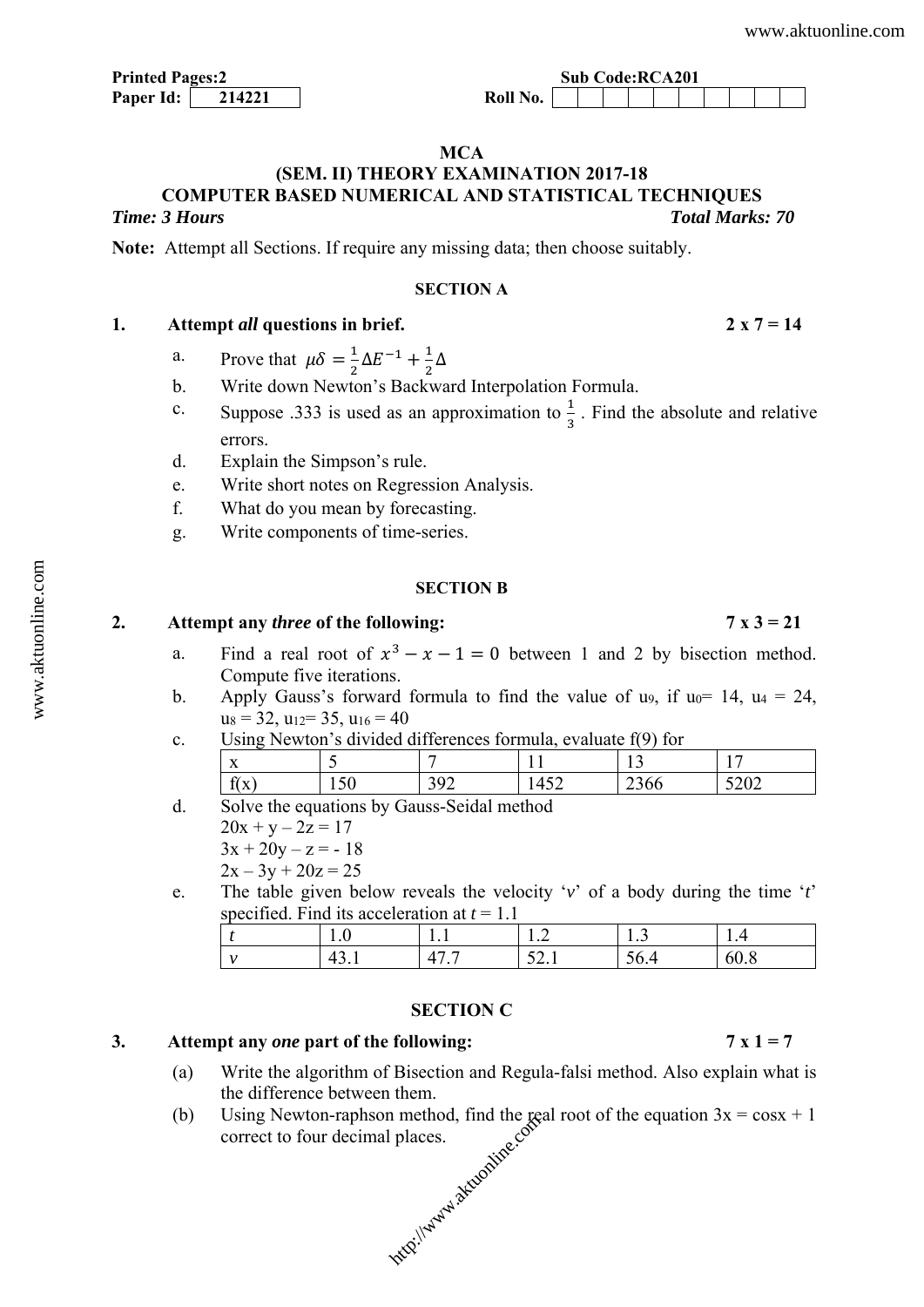**Printed Pages:2** **Sub Code:RCA201**

**Paper Id:** 214221 **Roll No.**

**MCA**

**(SEM. II) THEORY EXAMINATION 2017-18**

**COMPUTER BASED NUMERICAL AND STATISTICAL TECHNIQUES**

***Time: 3 Hours*** ***Total Marks: 70***

**Note:** Attempt all Sections. If require any missing data; then choose suitably.

## SECTION A

**1. Attempt *all* questions in brief.** **2 x 7 = 14**

a. Prove that $\mu\delta = \frac{1}{2}\Delta E^{-1} + \frac{1}{2}\Delta$

b. Write down Newton's Backward Interpolation Formula.

c. Suppose .333 is used as an approximation to $\frac{1}{3}$. Find the absolute and relative errors.

d. Explain the Simpson's rule.

e. Write short notes on Regression Analysis.

f. What do you mean by forecasting.

g. Write components of time-series.

## SECTION B

**2. Attempt any *three* of the following:** **7 x 3 = 21**

a. Find a real root of $x^3 - x - 1 = 0$ between 1 and 2 by bisection method. Compute five iterations.

b. Apply Gauss's forward formula to find the value of $u_9$, if $u_0$= 14, $u_4$ = 24, $u_8$ = 32, $u_{12}$= 35, $u_{16}$ = 40

c. Using Newton's divided differences formula, evaluate f(9) for

| x | 5 | 7 | 11 | 13 | 17 |
|---|---|---|---|---|---|
| f(x) | 150 | 392 | 1452 | 2366 | 5202 |

d. Solve the equations by Gauss-Seidal method

$20x + y – 2z = 17$

$3x + 20y – z = - 18$

$2x – 3y + 20z = 25$

e. The table given below reveals the velocity '*v*' of a body during the time '*t*' specified. Find its acceleration at *t* = 1.1

| *t* | 1.0 | 1.1 | 1.2 | 1.3 | 1.4 |
|---|---|---|---|---|---|
| *v* | 43.1 | 47.7 | 52.1 | 56.4 | 60.8 |

## SECTION C

**3. Attempt any *one* part of the following:** **7 x 1 = 7**

(a) Write the algorithm of Bisection and Regula-falsi method. Also explain what is the difference between them.

(b) Using Newton-raphson method, find the real root of the equation 3x = cosx + 1 correct to four decimal places.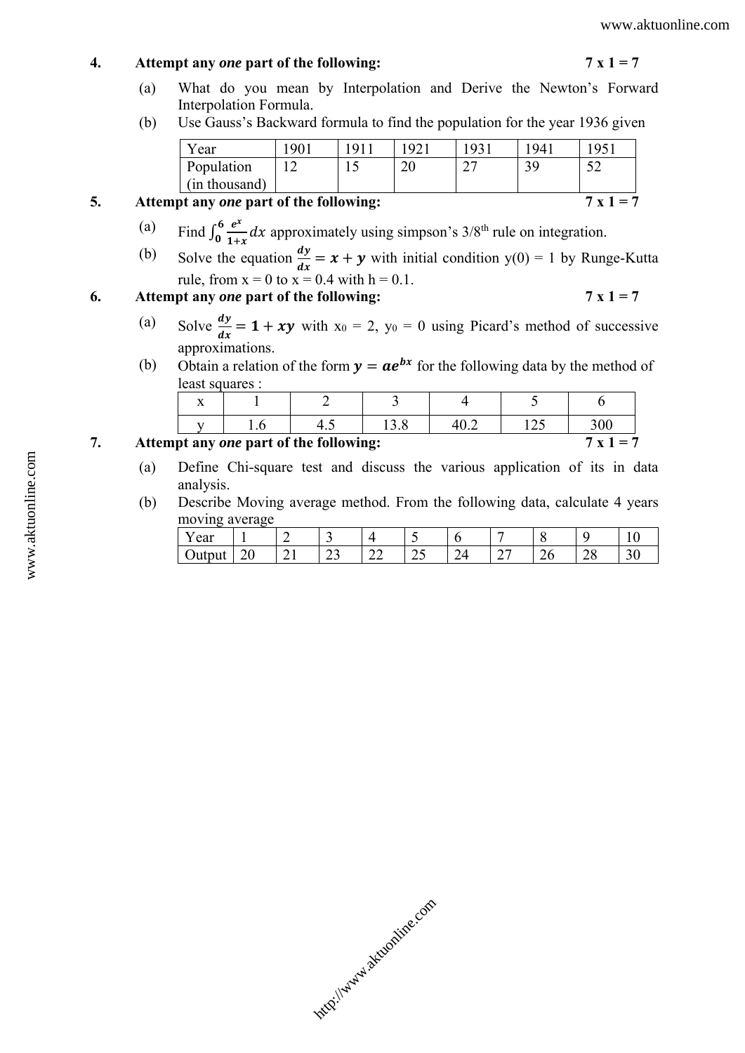**4.** **Attempt any *one* part of the following:** **7 x 1 = 7**

(a) What do you mean by Interpolation and Derive the Newton's Forward Interpolation Formula.

(b) Use Gauss's Backward formula to find the population for the year 1936 given

| Year | 1901 | 1911 | 1921 | 1931 | 1941 | 1951 |
|---|---|---|---|---|---|---|
| Population (in thousand) | 12 | 15 | 20 | 27 | 39 | 52 |

**5.** **Attempt any *one* part of the following:** **7 x 1 = 7**

(a) Find $\int_0^6 \frac{e^x}{1+x} dx$ approximately using simpson's 3/8th rule on integration.

(b) Solve the equation $\frac{dy}{dx} = x + y$ with initial condition y(0) = 1 by Runge-Kutta rule, from x = 0 to x = 0.4 with h = 0.1.

**6.** **Attempt any *one* part of the following:** **7 x 1 = 7**

(a) Solve $\frac{dy}{dx} = 1 + xy$ with $x_0 = 2$, $y_0 = 0$ using Picard's method of successive approximations.

(b) Obtain a relation of the form $y = ae^{bx}$ for the following data by the method of least squares :

| x | 1 | 2 | 3 | 4 | 5 | 6 |
|---|---|---|---|---|---|---|
| y | 1.6 | 4.5 | 13.8 | 40.2 | 125 | 300 |

**7.** **Attempt any *one* part of the following:** **7 x 1 = 7**

(a) Define Chi-square test and discuss the various application of its in data analysis.

(b) Describe Moving average method. From the following data, calculate 4 years moving average

| Year | 1 | 2 | 3 | 4 | 5 | 6 | 7 | 8 | 9 | 10 |
|---|---|---|---|---|---|---|---|---|---|---|
| Output | 20 | 21 | 23 | 22 | 25 | 24 | 27 | 26 | 28 | 30 |